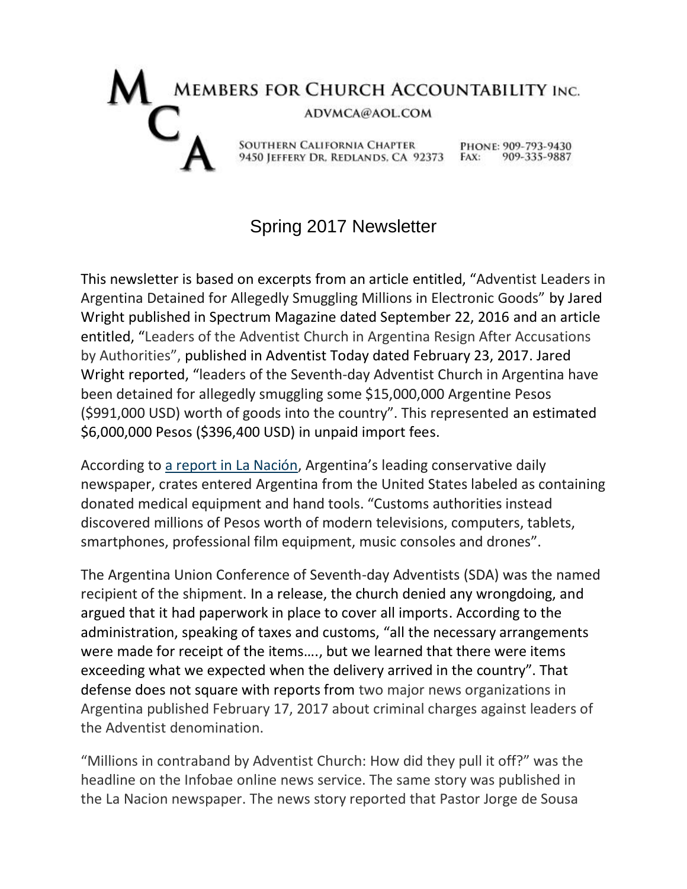# MEMBERS FOR CHURCH ACCOUNTABILITY INC.

ADVMCA@AOL.COM

SOUTHERN CALIFORNIA CHAPTER
9450 JEFFERY DR. REDLANDS, CA 92373

PHONE: 909-793-9430
FAX: 909-335-9887

## Spring 2017 Newsletter

This newsletter is based on excerpts from an article entitled, "Adventist Leaders in Argentina Detained for Allegedly Smuggling Millions in Electronic Goods" by Jared Wright published in Spectrum Magazine dated September 22, 2016 and an article entitled, "Leaders of the Adventist Church in Argentina Resign After Accusations by Authorities", published in Adventist Today dated February 23, 2017. Jared Wright reported, "leaders of the Seventh-day Adventist Church in Argentina have been detained for allegedly smuggling some $15,000,000 Argentine Pesos ($991,000 USD) worth of goods into the country". This represented an estimated $6,000,000 Pesos ($396,400 USD) in unpaid import fees.

According to a report in La Nación, Argentina's leading conservative daily newspaper, crates entered Argentina from the United States labeled as containing donated medical equipment and hand tools. "Customs authorities instead discovered millions of Pesos worth of modern televisions, computers, tablets, smartphones, professional film equipment, music consoles and drones".

The Argentina Union Conference of Seventh-day Adventists (SDA) was the named recipient of the shipment. In a release, the church denied any wrongdoing, and argued that it had paperwork in place to cover all imports. According to the administration, speaking of taxes and customs, "all the necessary arrangements were made for receipt of the items…., but we learned that there were items exceeding what we expected when the delivery arrived in the country". That defense does not square with reports from two major news organizations in Argentina published February 17, 2017 about criminal charges against leaders of the Adventist denomination.

"Millions in contraband by Adventist Church: How did they pull it off?" was the headline on the Infobae online news service. The same story was published in the La Nacion newspaper. The news story reported that Pastor Jorge de Sousa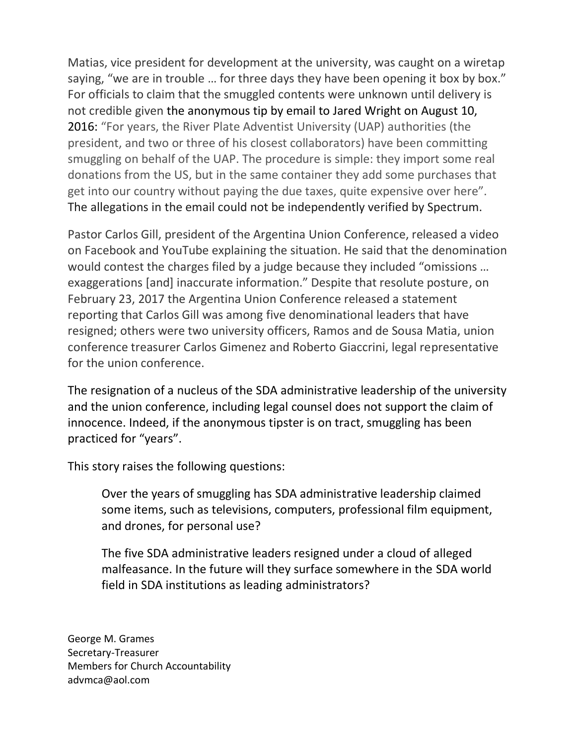Matias, vice president for development at the university, was caught on a wiretap saying, "we are in trouble … for three days they have been opening it box by box." For officials to claim that the smuggled contents were unknown until delivery is not credible given the anonymous tip by email to Jared Wright on August 10, 2016: "For years, the River Plate Adventist University (UAP) authorities (the president, and two or three of his closest collaborators) have been committing smuggling on behalf of the UAP. The procedure is simple: they import some real donations from the US, but in the same container they add some purchases that get into our country without paying the due taxes, quite expensive over here". The allegations in the email could not be independently verified by Spectrum.

Pastor Carlos Gill, president of the Argentina Union Conference, released a video on Facebook and YouTube explaining the situation. He said that the denomination would contest the charges filed by a judge because they included "omissions … exaggerations [and] inaccurate information." Despite that resolute posture, on February 23, 2017 the Argentina Union Conference released a statement reporting that Carlos Gill was among five denominational leaders that have resigned; others were two university officers, Ramos and de Sousa Matia, union conference treasurer Carlos Gimenez and Roberto Giaccrini, legal representative for the union conference.

The resignation of a nucleus of the SDA administrative leadership of the university and the union conference, including legal counsel does not support the claim of innocence. Indeed, if the anonymous tipster is on tract, smuggling has been practiced for "years".

This story raises the following questions:

> Over the years of smuggling has SDA administrative leadership claimed some items, such as televisions, computers, professional film equipment, and drones, for personal use?
>
> The five SDA administrative leaders resigned under a cloud of alleged malfeasance. In the future will they surface somewhere in the SDA world field in SDA institutions as leading administrators?

George M. Grames
Secretary-Treasurer
Members for Church Accountability
advmca@aol.com